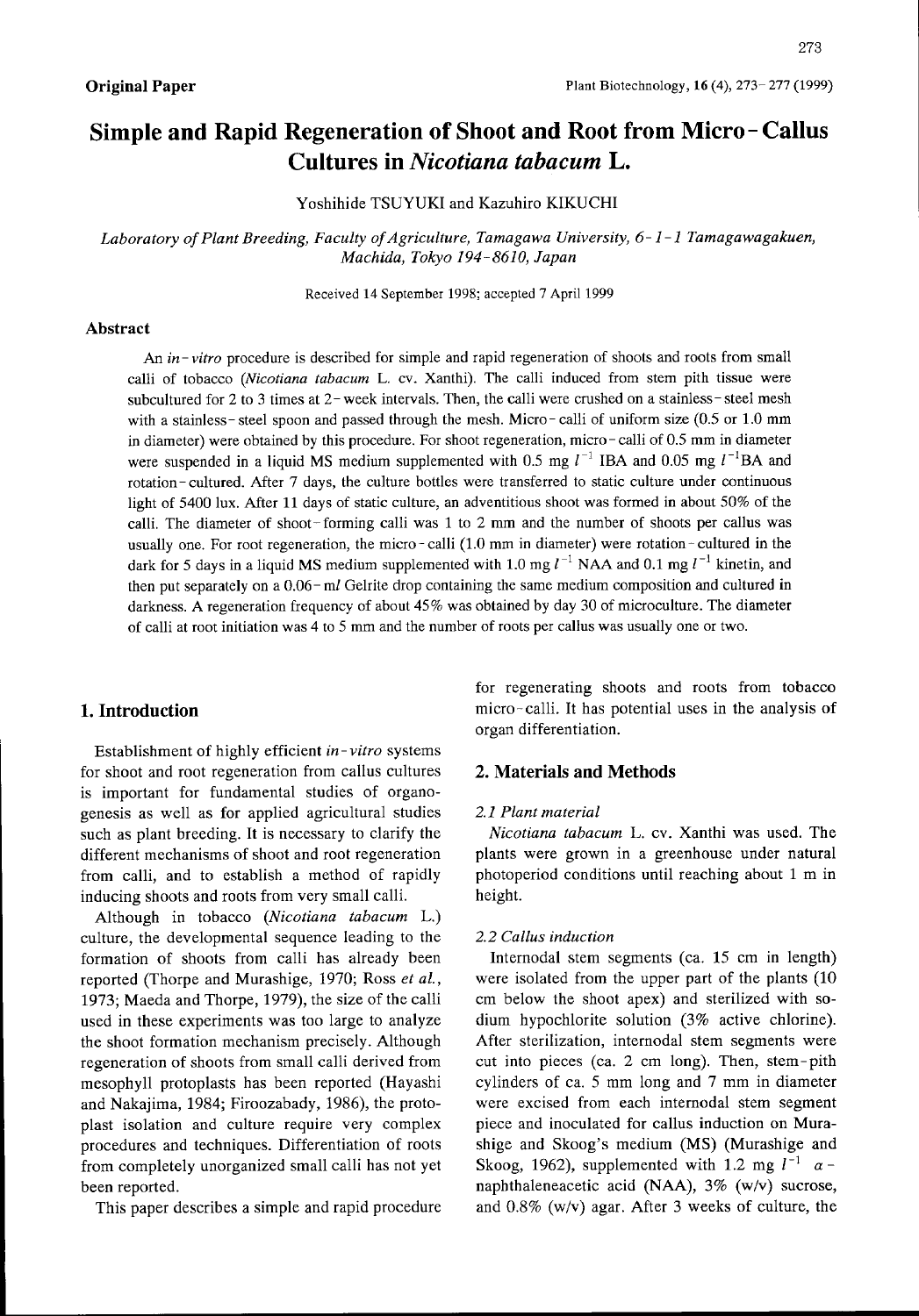**Original Paper**

# Simple and Rapid Regeneration of Shoot and Root from Micro-Callus Cultures in *Nicotiana tabacum* L.

Yoshihide TSUYUKI and Kazuhiro KIKUCHI

*Laboratory of Plant Breeding, Faculty of Agriculture, Tamagawa University, 6-1-1 Tamagawagakuen, Machida, Tokyo 194-8610, Japan*

Received 14 September 1998; accepted 7 April 1999

## Abstract

An *in-vitro* procedure is described for simple and rapid regeneration of shoots and roots from small calli of tobacco (*Nicotiana tabacum* L. cv. Xanthi). The calli induced from stem pith tissue were subcultured for 2 to 3 times at 2-week intervals. Then, the calli were crushed on a stainless-steel mesh with a stainless-steel spoon and passed through the mesh. Micro-calli of uniform size (0.5 or 1.0 mm in diameter) were obtained by this procedure. For shoot regeneration, micro-calli of 0.5 mm in diameter were suspended in a liquid MS medium supplemented with 0.5 mg $l^{-1}$ IBA and 0.05 mg $l^{-1}$BA and rotation-cultured. After 7 days, the culture bottles were transferred to static culture under continuous light of 5400 lux. After 11 days of static culture, an adventitious shoot was formed in about 50% of the calli. The diameter of shoot-forming calli was 1 to 2 mm and the number of shoots per callus was usually one. For root regeneration, the micro-calli (1.0 mm in diameter) were rotation-cultured in the dark for 5 days in a liquid MS medium supplemented with 1.0 mg $l^{-1}$ NAA and 0.1 mg $l^{-1}$ kinetin, and then put separately on a 0.06-m*l* Gelrite drop containing the same medium composition and cultured in darkness. A regeneration frequency of about 45% was obtained by day 30 of microculture. The diameter of calli at root initiation was 4 to 5 mm and the number of roots per callus was usually one or two.

## 1. Introduction

Establishment of highly efficient *in-vitro* systems for shoot and root regeneration from callus cultures is important for fundamental studies of organogenesis as well as for applied agricultural studies such as plant breeding. It is necessary to clarify the different mechanisms of shoot and root regeneration from calli, and to establish a method of rapidly inducing shoots and roots from very small calli.

Although in tobacco (*Nicotiana tabacum* L.) culture, the developmental sequence leading to the formation of shoots from calli has already been reported (Thorpe and Murashige, 1970; Ross *et al.*, 1973; Maeda and Thorpe, 1979), the size of the calli used in these experiments was too large to analyze the shoot formation mechanism precisely. Although regeneration of shoots from small calli derived from mesophyll protoplasts has been reported (Hayashi and Nakajima, 1984; Firoozabady, 1986), the protoplast isolation and culture require very complex procedures and techniques. Differentiation of roots from completely unorganized small calli has not yet been reported.

This paper describes a simple and rapid procedure for regenerating shoots and roots from tobacco micro-calli. It has potential uses in the analysis of organ differentiation.

## 2. Materials and Methods

### 2.1 Plant material

*Nicotiana tabacum* L. cv. Xanthi was used. The plants were grown in a greenhouse under natural photoperiod conditions until reaching about 1 m in height.

### 2.2 Callus induction

Internodal stem segments (ca. 15 cm in length) were isolated from the upper part of the plants (10 cm below the shoot apex) and sterilized with sodium hypochlorite solution (3% active chlorine). After sterilization, internodal stem segments were cut into pieces (ca. 2 cm long). Then, stem-pith cylinders of ca. 5 mm long and 7 mm in diameter were excised from each internodal stem segment piece and inoculated for callus induction on Murashige and Skoog's medium (MS) (Murashige and Skoog, 1962), supplemented with 1.2 mg $l^{-1}$ $\alpha$-naphthaleneacetic acid (NAA), 3% (w/v) sucrose, and 0.8% (w/v) agar. After 3 weeks of culture, the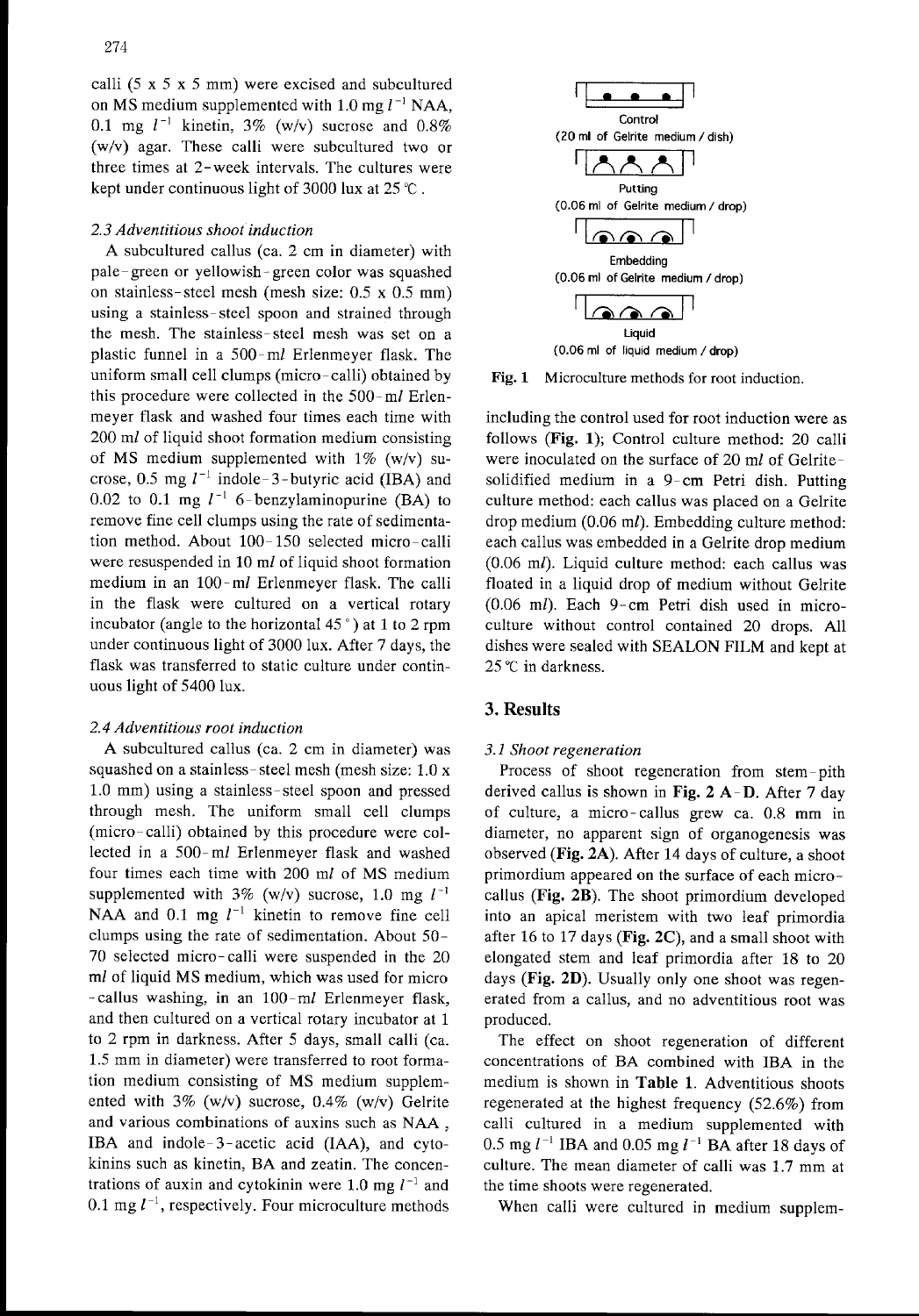calli (5 x 5 x 5 mm) were excised and subcultured on MS medium supplemented with 1.0 mg $l^{-1}$ NAA, 0.1 mg $l^{-1}$ kinetin, 3% (w/v) sucrose and 0.8% (w/v) agar. These calli were subcultured two or three times at 2-week intervals. The cultures were kept under continuous light of 3000 lux at 25 ℃.

### *2.3 Adventitious shoot induction*

A subcultured callus (ca. 2 cm in diameter) with pale-green or yellowish-green color was squashed on stainless-steel mesh (mesh size: 0.5 x 0.5 mm) using a stainless-steel spoon and strained through the mesh. The stainless-steel mesh was set on a plastic funnel in a 500-m*l* Erlenmeyer flask. The uniform small cell clumps (micro-calli) obtained by this procedure were collected in the 500-m*l* Erlenmeyer flask and washed four times each time with 200 m*l* of liquid shoot formation medium consisting of MS medium supplemented with 1% (w/v) sucrose, 0.5 mg $l^{-1}$ indole-3-butyric acid (IBA) and 0.02 to 0.1 mg $l^{-1}$ 6-benzylaminopurine (BA) to remove fine cell clumps using the rate of sedimentation method. About 100-150 selected micro-calli were resuspended in 10 m*l* of liquid shoot formation medium in an 100-m*l* Erlenmeyer flask. The calli in the flask were cultured on a vertical rotary incubator (angle to the horizontal 45°) at 1 to 2 rpm under continuous light of 3000 lux. After 7 days, the flask was transferred to static culture under continuous light of 5400 lux.

### *2.4 Adventitious root induction*

A subcultured callus (ca. 2 cm in diameter) was squashed on a stainless-steel mesh (mesh size: 1.0 x 1.0 mm) using a stainless-steel spoon and pressed through mesh. The uniform small cell clumps (micro-calli) obtained by this procedure were collected in a 500-m*l* Erlenmeyer flask and washed four times each time with 200 m*l* of MS medium supplemented with 3% (w/v) sucrose, 1.0 mg $l^{-1}$ NAA and 0.1 mg $l^{-1}$ kinetin to remove fine cell clumps using the rate of sedimentation. About 50-70 selected micro-calli were suspended in the 20 m*l* of liquid MS medium, which was used for micro-callus washing, in an 100-m*l* Erlenmeyer flask, and then cultured on a vertical rotary incubator at 1 to 2 rpm in darkness. After 5 days, small calli (ca. 1.5 mm in diameter) were transferred to root formation medium consisting of MS medium supplemented with 3% (w/v) sucrose, 0.4% (w/v) Gelrite and various combinations of auxins such as NAA, IBA and indole-3-acetic acid (IAA), and cytokinins such as kinetin, BA and zeatin. The concentrations of auxin and cytokinin were 1.0 mg $l^{-1}$ and 0.1 mg $l^{-1}$, respectively. Four microculture methods including the control used for root induction were as follows (**Fig. 1**); Control culture method: 20 calli were inoculated on the surface of 20 m*l* of Gelrite-solidified medium in a 9-cm Petri dish. Putting culture method: each callus was placed on a Gelrite drop medium (0.06 m*l*). Embedding culture method: each callus was embedded in a Gelrite drop medium (0.06 m*l*). Liquid culture method: each callus was floated in a liquid drop of medium without Gelrite (0.06 m*l*). Each 9-cm Petri dish used in microculture without control contained 20 drops. All dishes were sealed with SEALON FILM and kept at 25 ℃ in darkness.

Control
(20 ml of Gelrite medium / dish)

Putting
(0.06 ml of Gelrite medium / drop)

Embedding
(0.06 ml of Gelrite medium / drop)

Liquid
(0.06 ml of liquid medium / drop)

**Fig. 1** Microculture methods for root induction.

## 3. Results

### *3.1 Shoot regeneration*

Process of shoot regeneration from stem-pith derived callus is shown in **Fig. 2 A-D**. After 7 day of culture, a micro-callus grew ca. 0.8 mm in diameter, no apparent sign of organogenesis was observed (**Fig. 2A**). After 14 days of culture, a shoot primordium appeared on the surface of each micro-callus (**Fig. 2B**). The shoot primordium developed into an apical meristem with two leaf primordia after 16 to 17 days (**Fig. 2C**), and a small shoot with elongated stem and leaf primordia after 18 to 20 days (**Fig. 2D**). Usually only one shoot was regenerated from a callus, and no adventitious root was produced.

The effect on shoot regeneration of different concentrations of BA combined with IBA in the medium is shown in **Table 1**. Adventitious shoots regenerated at the highest frequency (52.6%) from calli cultured in a medium supplemented with 0.5 mg $l^{-1}$ IBA and 0.05 mg $l^{-1}$ BA after 18 days of culture. The mean diameter of calli was 1.7 mm at the time shoots were regenerated.

When calli were cultured in medium supplem-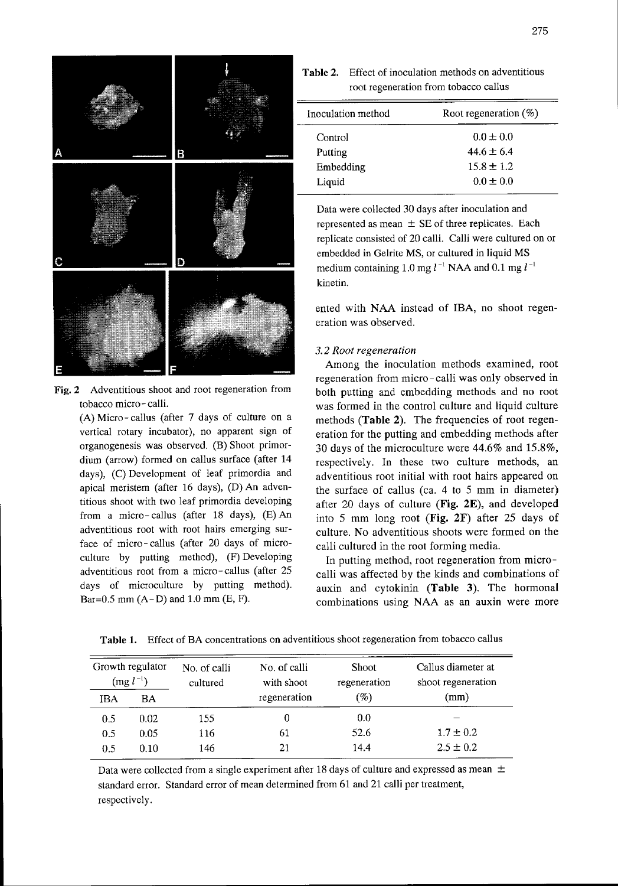**Fig. 2** Adventitious shoot and root regeneration from tobacco micro-calli.

(A) Micro-callus (after 7 days of culture on a vertical rotary incubator), no apparent sign of organogenesis was observed. (B) Shoot primordium (arrow) formed on callus surface (after 14 days), (C) Development of leaf primordia and apical meristem (after 16 days), (D) An adventitious shoot with two leaf primordia developing from a micro-callus (after 18 days), (E) An adventitious root with root hairs emerging surface of micro-callus (after 20 days of microculture by putting method), (F) Developing adventitious root from a micro-callus (after 25 days of microculture by putting method). Bar=0.5 mm (A-D) and 1.0 mm (E, F).

**Table 2.** Effect of inoculation methods on adventitious root regeneration from tobacco callus

| Inoculation method | Root regeneration (%) |
|---|---|
| Control | $0.0 \pm 0.0$ |
| Putting | $44.6 \pm 6.4$ |
| Embedding | $15.8 \pm 1.2$ |
| Liquid | $0.0 \pm 0.0$ |

Data were collected 30 days after inoculation and represented as mean $\pm$ SE of three replicates. Each replicate consisted of 20 calli. Calli were cultured on or embedded in Gelrite MS, or cultured in liquid MS medium containing 1.0 mg $l^{-1}$ NAA and 0.1 mg $l^{-1}$ kinetin.

ented with NAA instead of IBA, no shoot regeneration was observed.

### *3.2 Root regeneration*

Among the inoculation methods examined, root regeneration from micro-calli was only observed in both putting and embedding methods and no root was formed in the control culture and liquid culture methods (**Table 2**). The frequencies of root regeneration for the putting and embedding methods after 30 days of the microculture were 44.6% and 15.8%, respectively. In these two culture methods, an adventitious root initial with root hairs appeared on the surface of callus (ca. 4 to 5 mm in diameter) after 20 days of culture (**Fig. 2E**), and developed into 5 mm long root (**Fig. 2F**) after 25 days of culture. No adventitious shoots were formed on the calli cultured in the root forming media.

In putting method, root regeneration from micro-calli was affected by the kinds and combinations of auxin and cytokinin (**Table 3**). The hormonal combinations using NAA as an auxin were more

**Table 1.** Effect of BA concentrations on adventitious shoot regeneration from tobacco callus

| Growth regulator (mg $l^{-1}$) | | No. of calli cultured | No. of calli with shoot regeneration | Shoot regeneration (%) | Callus diameter at shoot regeneration (mm) |
|---|---|---|---|---|---|
| IBA | BA | | | | |
| 0.5 | 0.02 | 155 | 0 | 0.0 | – |
| 0.5 | 0.05 | 116 | 61 | 52.6 | $1.7 \pm 0.2$ |
| 0.5 | 0.10 | 146 | 21 | 14.4 | $2.5 \pm 0.2$ |

Data were collected from a single experiment after 18 days of culture and expressed as mean $\pm$ standard error. Standard error of mean determined from 61 and 21 calli per treatment, respectively.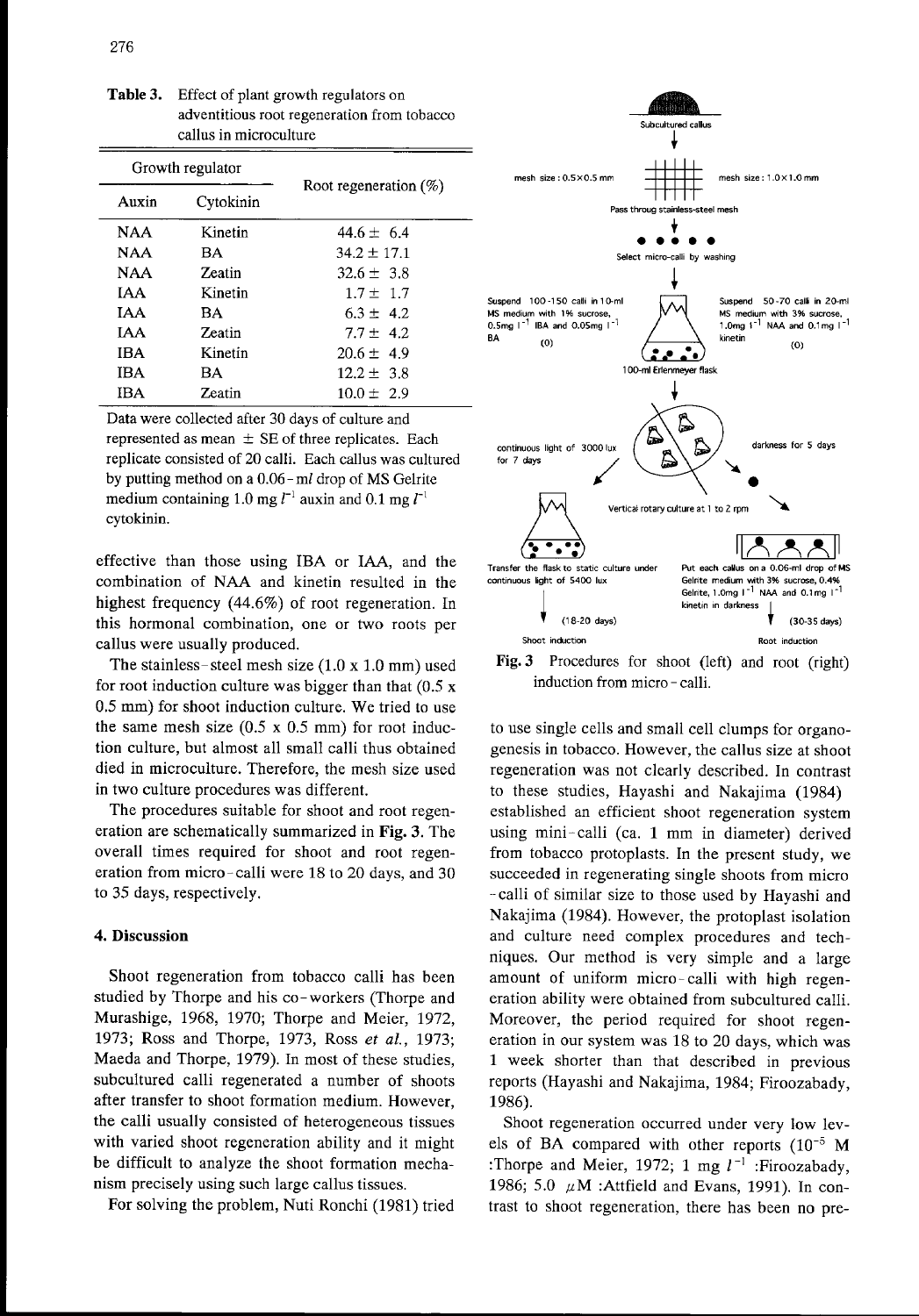**Table 3.** Effect of plant growth regulators on adventitious root regeneration from tobacco callus in microculture

| Growth regulator | | Root regeneration (%) |
|---|---|---|
| Auxin | Cytokinin | |
| NAA | Kinetin | 44.6 ± 6.4 |
| NAA | BA | 34.2 ± 17.1 |
| NAA | Zeatin | 32.6 ± 3.8 |
| IAA | Kinetin | 1.7 ± 1.7 |
| IAA | BA | 6.3 ± 4.2 |
| IAA | Zeatin | 7.7 ± 4.2 |
| IBA | Kinetin | 20.6 ± 4.9 |
| IBA | BA | 12.2 ± 3.8 |
| IBA | Zeatin | 10.0 ± 2.9 |

Data were collected after 30 days of culture and represented as mean ± SE of three replicates. Each replicate consisted of 20 calli. Each callus was cultured by putting method on a 0.06-$ml$ drop of MS Gelrite medium containing 1.0 mg $l^{-1}$ auxin and 0.1 mg $l^{-1}$ cytokinin.

effective than those using IBA or IAA, and the combination of NAA and kinetin resulted in the highest frequency (44.6%) of root regeneration. In this hormonal combination, one or two roots per callus were usually produced.

The stainless-steel mesh size (1.0 x 1.0 mm) used for root induction culture was bigger than that (0.5 x 0.5 mm) for shoot induction culture. We tried to use the same mesh size (0.5 x 0.5 mm) for root induction culture, but almost all small calli thus obtained died in microculture. Therefore, the mesh size used in two culture procedures was different.

The procedures suitable for shoot and root regeneration are schematically summarized in **Fig. 3**. The overall times required for shoot and root regeneration from micro-calli were 18 to 20 days, and 30 to 35 days, respectively.

Subcultured callus → Pass throug stainless-steel mesh (mesh size: 0.5×0.5 mm; mesh size: 1.0×1.0 mm) → Select micro-calli by washing → Suspend 100-150 calli in 10-ml MS medium with 1% sucrose, 0.5mg $l^{-1}$ IBA and 0.05mg $l^{-1}$ BA (0) / Suspend 50-70 calli in 20-ml MS medium with 3% sucrose, 1.0mg $l^{-1}$ NAA and 0.1mg $l^{-1}$ kinetin (0) → 100-ml Erlenmeyer flask → Vertical rotary culture at 1 to 2 rpm: continuous light of 3000 lux for 7 days / darkness for 5 days → Transfer the flask to static culture under continuous light of 5400 lux (18-20 days) Shoot induction / Put each callus on a 0.06-ml drop of MS Gelrite medium with 3% sucrose, 0.4% Gelrite, 1.0mg $l^{-1}$ NAA and 0.1mg $l^{-1}$ kinetin in darkness (30-35 days) Root induction

**Fig. 3** Procedures for shoot (left) and root (right) induction from micro-calli.

## 4. Discussion

Shoot regeneration from tobacco calli has been studied by Thorpe and his co-workers (Thorpe and Murashige, 1968, 1970; Thorpe and Meier, 1972, 1973; Ross and Thorpe, 1973, Ross *et al.*, 1973; Maeda and Thorpe, 1979). In most of these studies, subcultured calli regenerated a number of shoots after transfer to shoot formation medium. However, the calli usually consisted of heterogeneous tissues with varied shoot regeneration ability and it might be difficult to analyze the shoot formation mechanism precisely using such large callus tissues.

For solving the problem, Nuti Ronchi (1981) tried to use single cells and small cell clumps for organogenesis in tobacco. However, the callus size at shoot regeneration was not clearly described. In contrast to these studies, Hayashi and Nakajima (1984) established an efficient shoot regeneration system using mini-calli (ca. 1 mm in diameter) derived from tobacco protoplasts. In the present study, we succeeded in regenerating single shoots from micro-calli of similar size to those used by Hayashi and Nakajima (1984). However, the protoplast isolation and culture need complex procedures and techniques. Our method is very simple and a large amount of uniform micro-calli with high regeneration ability were obtained from subcultured calli. Moreover, the period required for shoot regeneration in our system was 18 to 20 days, which was 1 week shorter than that described in previous reports (Hayashi and Nakajima, 1984; Firoozabady, 1986).

Shoot regeneration occurred under very low levels of BA compared with other reports ($10^{-5}$ M :Thorpe and Meier, 1972; 1 mg $l^{-1}$ :Firoozabady, 1986; 5.0 $\mu$M :Attfield and Evans, 1991). In contrast to shoot regeneration, there has been no pre-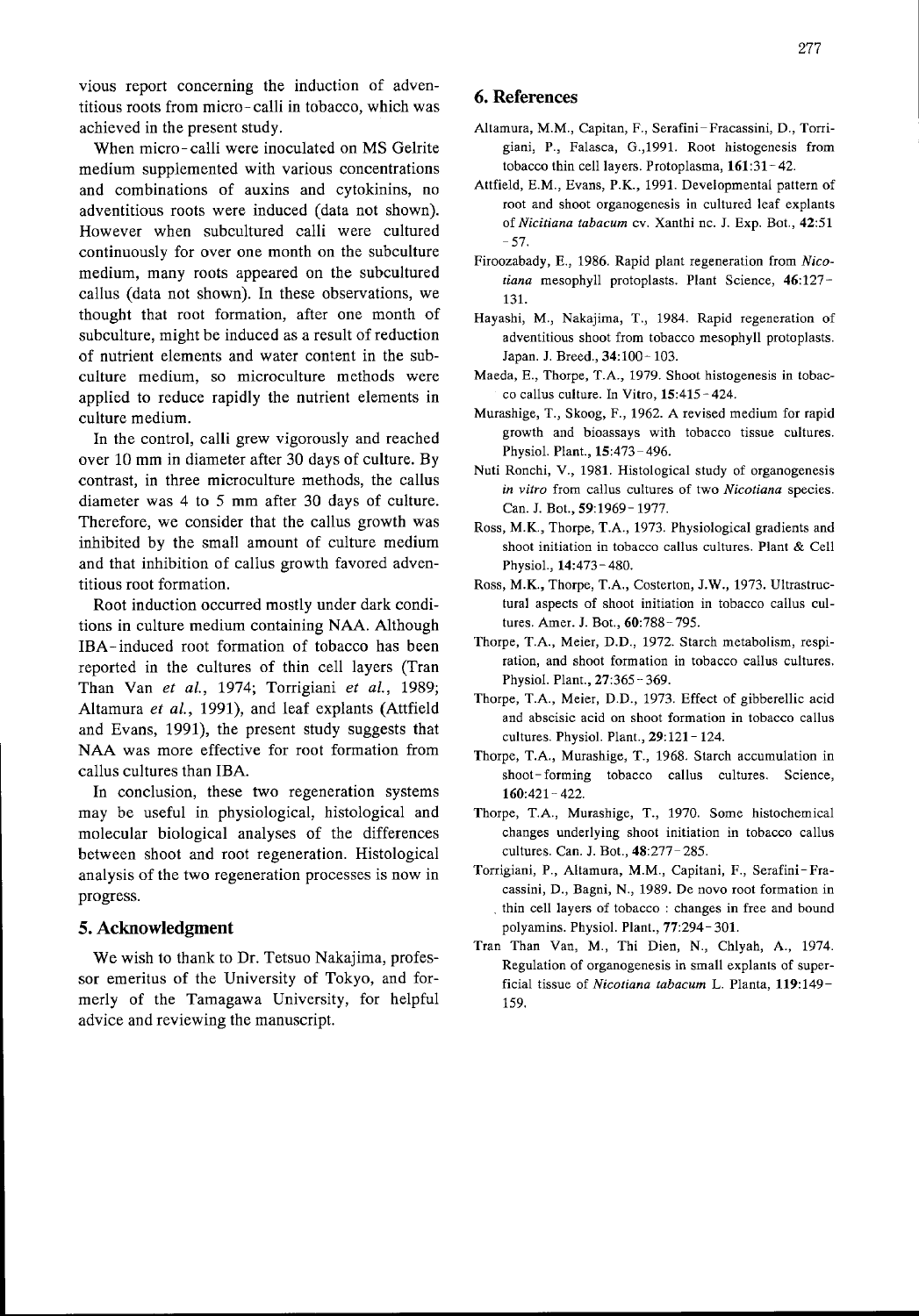vious report concerning the induction of adventitious roots from micro-calli in tobacco, which was achieved in the present study.

When micro-calli were inoculated on MS Gelrite medium supplemented with various concentrations and combinations of auxins and cytokinins, no adventitious roots were induced (data not shown). However when subcultured calli were cultured continuously for over one month on the subculture medium, many roots appeared on the subcultured callus (data not shown). In these observations, we thought that root formation, after one month of subculture, might be induced as a result of reduction of nutrient elements and water content in the subculture medium, so microculture methods were applied to reduce rapidly the nutrient elements in culture medium.

In the control, calli grew vigorously and reached over 10 mm in diameter after 30 days of culture. By contrast, in three microculture methods, the callus diameter was 4 to 5 mm after 30 days of culture. Therefore, we consider that the callus growth was inhibited by the small amount of culture medium and that inhibition of callus growth favored adventitious root formation.

Root induction occurred mostly under dark conditions in culture medium containing NAA. Although IBA-induced root formation of tobacco has been reported in the cultures of thin cell layers (Tran Than Van *et al.*, 1974; Torrigiani *et al.*, 1989; Altamura *et al.*, 1991), and leaf explants (Attfield and Evans, 1991), the present study suggests that NAA was more effective for root formation from callus cultures than IBA.

In conclusion, these two regeneration systems may be useful in physiological, histological and molecular biological analyses of the differences between shoot and root regeneration. Histological analysis of the two regeneration processes is now in progress.

## 5. Acknowledgment

We wish to thank to Dr. Tetsuo Nakajima, professor emeritus of the University of Tokyo, and formerly of the Tamagawa University, for helpful advice and reviewing the manuscript.

## 6. References

Altamura, M.M., Capitan, F., Serafini-Fracassini, D., Torrigiani, P., Falasca, G.,1991. Root histogenesis from tobacco thin cell layers. Protoplasma, **161**:31-42.

Attfield, E.M., Evans, P.K., 1991. Developmental pattern of root and shoot organogenesis in cultured leaf explants of *Nicitiana tabacum* cv. Xanthi nc. J. Exp. Bot., **42**:51-57.

Firoozabady, E., 1986. Rapid plant regeneration from *Nicotiana* mesophyll protoplasts. Plant Science, **46**:127-131.

Hayashi, M., Nakajima, T., 1984. Rapid regeneration of adventitious shoot from tobacco mesophyll protoplasts. Japan. J. Breed., **34**:100-103.

Maeda, E., Thorpe, T.A., 1979. Shoot histogenesis in tobacco callus culture. In Vitro, **15**:415-424.

Murashige, T., Skoog, F., 1962. A revised medium for rapid growth and bioassays with tobacco tissue cultures. Physiol. Plant., **15**:473-496.

Nuti Ronchi, V., 1981. Histological study of organogenesis *in vitro* from callus cultures of two *Nicotiana* species. Can. J. Bot., **59**:1969-1977.

Ross, M.K., Thorpe, T.A., 1973. Physiological gradients and shoot initiation in tobacco callus cultures. Plant & Cell Physiol., **14**:473-480.

Ross, M.K., Thorpe, T.A., Costerton, J.W., 1973. Ultrastructural aspects of shoot initiation in tobacco callus cultures. Amer. J. Bot., **60**:788-795.

Thorpe, T.A., Meier, D.D., 1972. Starch metabolism, respiration, and shoot formation in tobacco callus cultures. Physiol. Plant., **27**:365-369.

Thorpe, T.A., Meier, D.D., 1973. Effect of gibberellic acid and abscisic acid on shoot formation in tobacco callus cultures. Physiol. Plant., **29**:121-124.

Thorpe, T.A., Murashige, T., 1968. Starch accumulation in shoot-forming tobacco callus cultures. Science, **160**:421-422.

Thorpe, T.A., Murashige, T., 1970. Some histochemical changes underlying shoot initiation in tobacco callus cultures. Can. J. Bot., **48**:277-285.

Torrigiani, P., Altamura, M.M., Capitani, F., Serafini-Fracassini, D., Bagni, N., 1989. De novo root formation in thin cell layers of tobacco : changes in free and bound polyamins. Physiol. Plant., **77**:294-301.

Tran Than Van, M., Thi Dien, N., Chlyah, A., 1974. Regulation of organogenesis in small explants of superficial tissue of *Nicotiana tabacum* L. Planta, **119**:149-159.